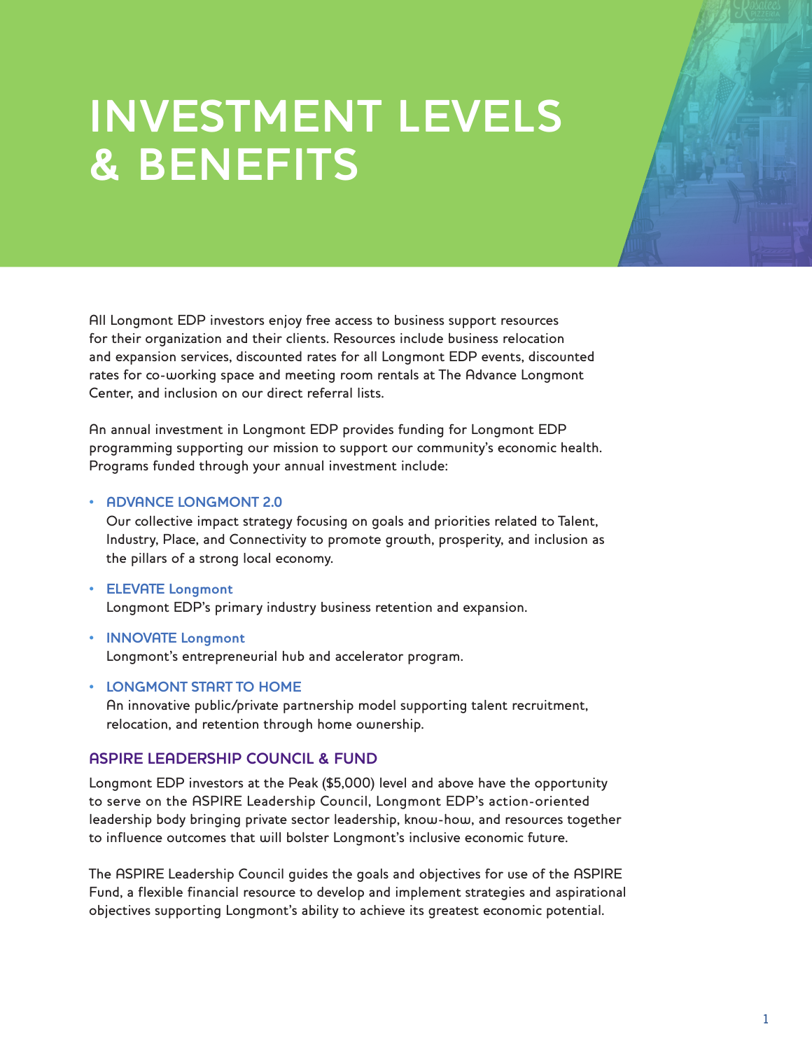# INVESTMENT LEVELS & BENEFITS

All Longmont EDP investors enjoy free access to business support resources for their organization and their clients. Resources include business relocation and expansion services, discounted rates for all Longmont EDP events, discounted rates for co-working space and meeting room rentals at The Advance Longmont Center, and inclusion on our direct referral lists.

An annual investment in Longmont EDP provides funding for Longmont EDP programming supporting our mission to support our community's economic health. Programs funded through your annual investment include:

- **ADVANCE LONGMONT 2.0**
  Our collective impact strategy focusing on goals and priorities related to Talent, Industry, Place, and Connectivity to promote growth, prosperity, and inclusion as the pillars of a strong local economy.
- **ELEVATE Longmont**
  Longmont EDP's primary industry business retention and expansion.
- **INNOVATE Longmont**
  Longmont's entrepreneurial hub and accelerator program.
- **LONGMONT START TO HOME**
  An innovative public/private partnership model supporting talent recruitment, relocation, and retention through home ownership.

## ASPIRE LEADERSHIP COUNCIL & FUND

Longmont EDP investors at the Peak ($5,000) level and above have the opportunity to serve on the ASPIRE Leadership Council, Longmont EDP's action-oriented leadership body bringing private sector leadership, know-how, and resources together to influence outcomes that will bolster Longmont's inclusive economic future.

The ASPIRE Leadership Council guides the goals and objectives for use of the ASPIRE Fund, a flexible financial resource to develop and implement strategies and aspirational objectives supporting Longmont's ability to achieve its greatest economic potential.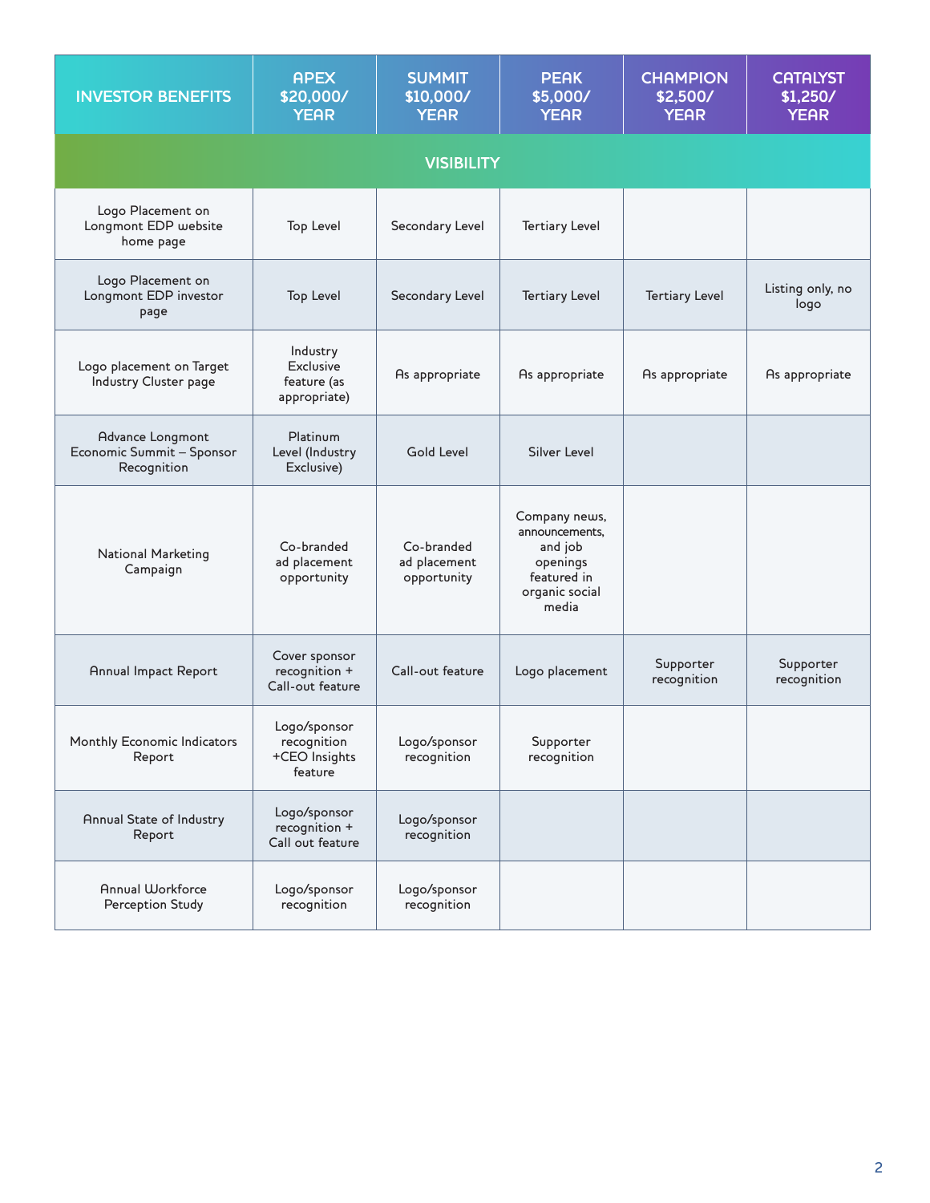| INVESTOR BENEFITS | APEX $20,000/ YEAR | SUMMIT $10,000/ YEAR | PEAK $5,000/ YEAR | CHAMPION $2,500/ YEAR | CATALYST $1,250/ YEAR |
|---|---|---|---|---|---|
| **VISIBILITY** | | | | | |
| Logo Placement on Longmont EDP website home page | Top Level | Secondary Level | Tertiary Level | | |
| Logo Placement on Longmont EDP investor page | Top Level | Secondary Level | Tertiary Level | Tertiary Level | Listing only, no logo |
| Logo placement on Target Industry Cluster page | Industry Exclusive feature (as appropriate) | As appropriate | As appropriate | As appropriate | As appropriate |
| Advance Longmont Economic Summit – Sponsor Recognition | Platinum Level (Industry Exclusive) | Gold Level | Silver Level | | |
| National Marketing Campaign | Co-branded ad placement opportunity | Co-branded ad placement opportunity | Company news, announcements, and job openings featured in organic social media | | |
| Annual Impact Report | Cover sponsor recognition + Call-out feature | Call-out feature | Logo placement | Supporter recognition | Supporter recognition |
| Monthly Economic Indicators Report | Logo/sponsor recognition +CEO Insights feature | Logo/sponsor recognition | Supporter recognition | | |
| Annual State of Industry Report | Logo/sponsor recognition + Call out feature | Logo/sponsor recognition | | | |
| Annual Workforce Perception Study | Logo/sponsor recognition | Logo/sponsor recognition | | | |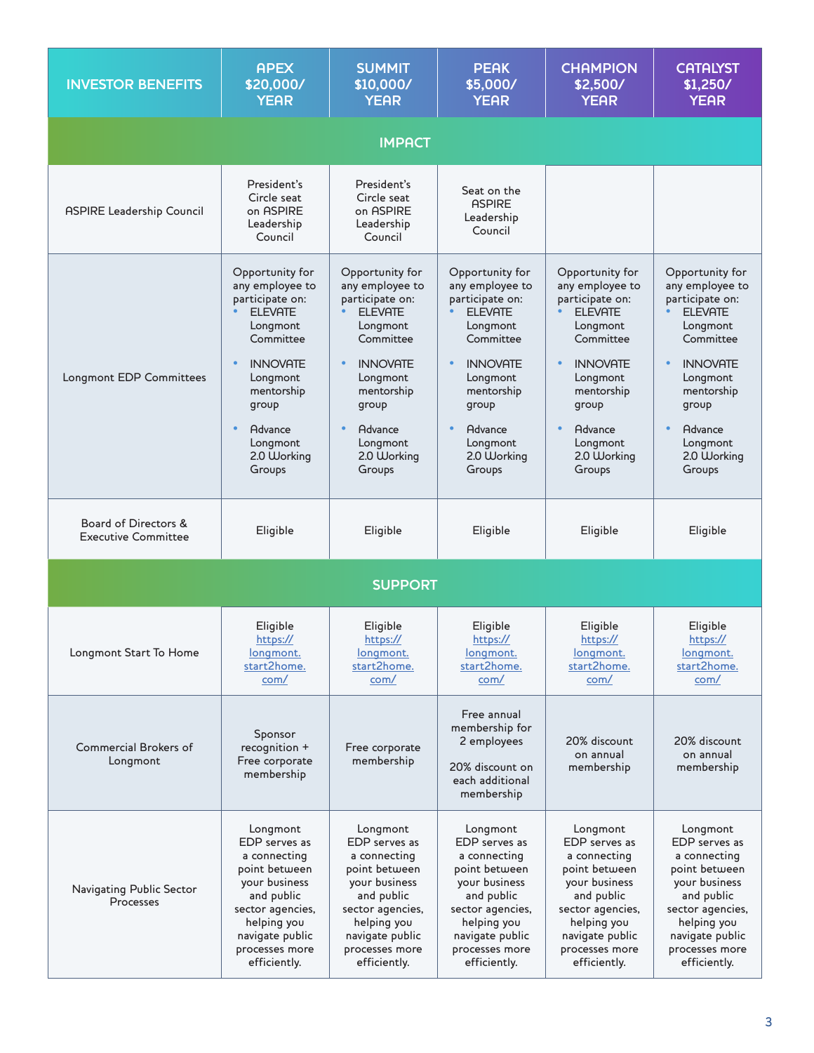| INVESTOR BENEFITS | APEX $20,000/ YEAR | SUMMIT $10,000/ YEAR | PEAK $5,000/ YEAR | CHAMPION $2,500/ YEAR | CATALYST $1,250/ YEAR |
|---|---|---|---|---|---|
| **IMPACT** | | | | | |
| ASPIRE Leadership Council | President's Circle seat on ASPIRE Leadership Council | President's Circle seat on ASPIRE Leadership Council | Seat on the ASPIRE Leadership Council | | |
| Longmont EDP Committees | Opportunity for any employee to participate on: <br>• ELEVATE Longmont Committee <br>• INNOVATE Longmont mentorship group <br>• Advance Longmont 2.0 Working Groups | Opportunity for any employee to participate on: <br>• ELEVATE Longmont Committee <br>• INNOVATE Longmont mentorship group <br>• Advance Longmont 2.0 Working Groups | Opportunity for any employee to participate on: <br>• ELEVATE Longmont Committee <br>• INNOVATE Longmont mentorship group <br>• Advance Longmont 2.0 Working Groups | Opportunity for any employee to participate on: <br>• ELEVATE Longmont Committee <br>• INNOVATE Longmont mentorship group <br>• Advance Longmont 2.0 Working Groups | Opportunity for any employee to participate on: <br>• ELEVATE Longmont Committee <br>• INNOVATE Longmont mentorship group <br>• Advance Longmont 2.0 Working Groups |
| Board of Directors & Executive Committee | Eligible | Eligible | Eligible | Eligible | Eligible |
| **SUPPORT** | | | | | |
| Longmont Start To Home | Eligible https://longmont.start2home.com/ | Eligible https://longmont.start2home.com/ | Eligible https://longmont.start2home.com/ | Eligible https://longmont.start2home.com/ | Eligible https://longmont.start2home.com/ |
| Commercial Brokers of Longmont | Sponsor recognition + Free corporate membership | Free corporate membership | Free annual membership for 2 employees <br><br>20% discount on each additional membership | 20% discount on annual membership | 20% discount on annual membership |
| Navigating Public Sector Processes | Longmont EDP serves as a connecting point between your business and public sector agencies, helping you navigate public processes more efficiently. | Longmont EDP serves as a connecting point between your business and public sector agencies, helping you navigate public processes more efficiently. | Longmont EDP serves as a connecting point between your business and public sector agencies, helping you navigate public processes more efficiently. | Longmont EDP serves as a connecting point between your business and public sector agencies, helping you navigate public processes more efficiently. | Longmont EDP serves as a connecting point between your business and public sector agencies, helping you navigate public processes more efficiently. |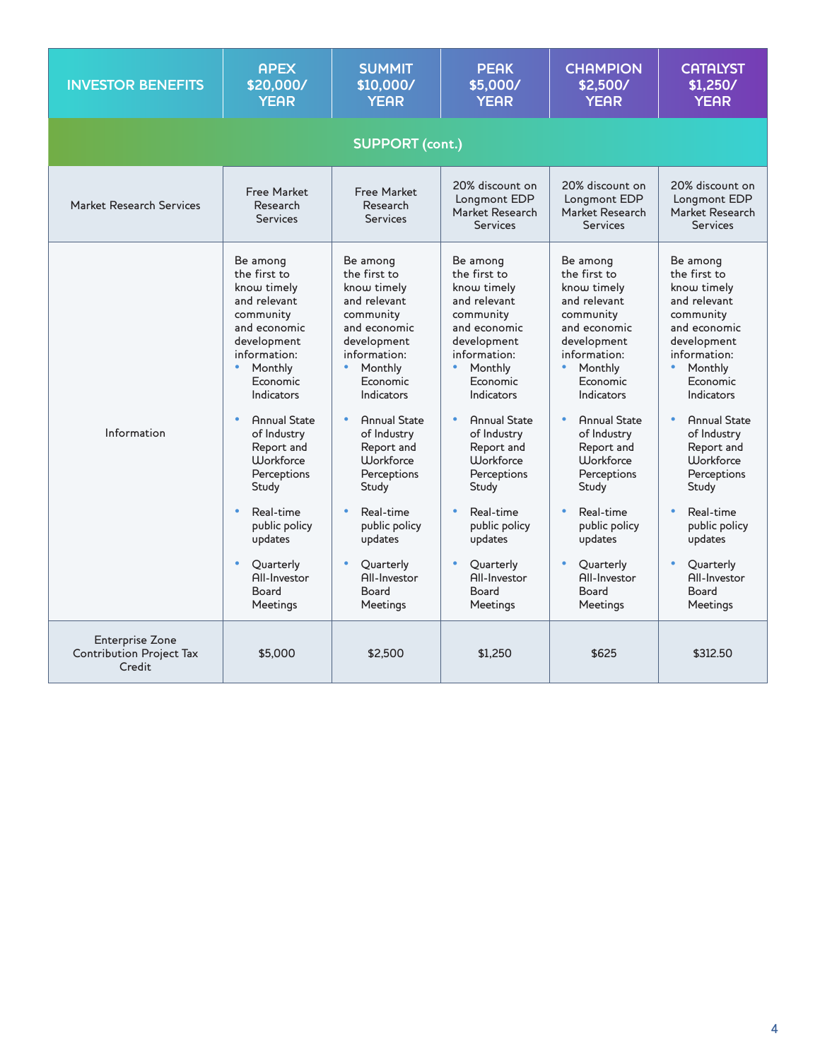| INVESTOR BENEFITS | APEX $20,000/ YEAR | SUMMIT $10,000/ YEAR | PEAK $5,000/ YEAR | CHAMPION $2,500/ YEAR | CATALYST $1,250/ YEAR |
|---|---|---|---|---|---|
| **SUPPORT (cont.)** | | | | | |
| Market Research Services | Free Market Research Services | Free Market Research Services | 20% discount on Longmont EDP Market Research Services | 20% discount on Longmont EDP Market Research Services | 20% discount on Longmont EDP Market Research Services |
| Information | Be among the first to know timely and relevant community and economic development information:<br>• Monthly Economic Indicators<br>• Annual State of Industry Report and Workforce Perceptions Study<br>• Real-time public policy updates<br>• Quarterly All-Investor Board Meetings | Be among the first to know timely and relevant community and economic development information:<br>• Monthly Economic Indicators<br>• Annual State of Industry Report and Workforce Perceptions Study<br>• Real-time public policy updates<br>• Quarterly All-Investor Board Meetings | Be among the first to know timely and relevant community and economic development information:<br>• Monthly Economic Indicators<br>• Annual State of Industry Report and Workforce Perceptions Study<br>• Real-time public policy updates<br>• Quarterly All-Investor Board Meetings | Be among the first to know timely and relevant community and economic development information:<br>• Monthly Economic Indicators<br>• Annual State of Industry Report and Workforce Perceptions Study<br>• Real-time public policy updates<br>• Quarterly All-Investor Board Meetings | Be among the first to know timely and relevant community and economic development information:<br>• Monthly Economic Indicators<br>• Annual State of Industry Report and Workforce Perceptions Study<br>• Real-time public policy updates<br>• Quarterly All-Investor Board Meetings |
| Enterprise Zone Contribution Project Tax Credit | $5,000 | $2,500 | $1,250 | $625 | $312.50 |